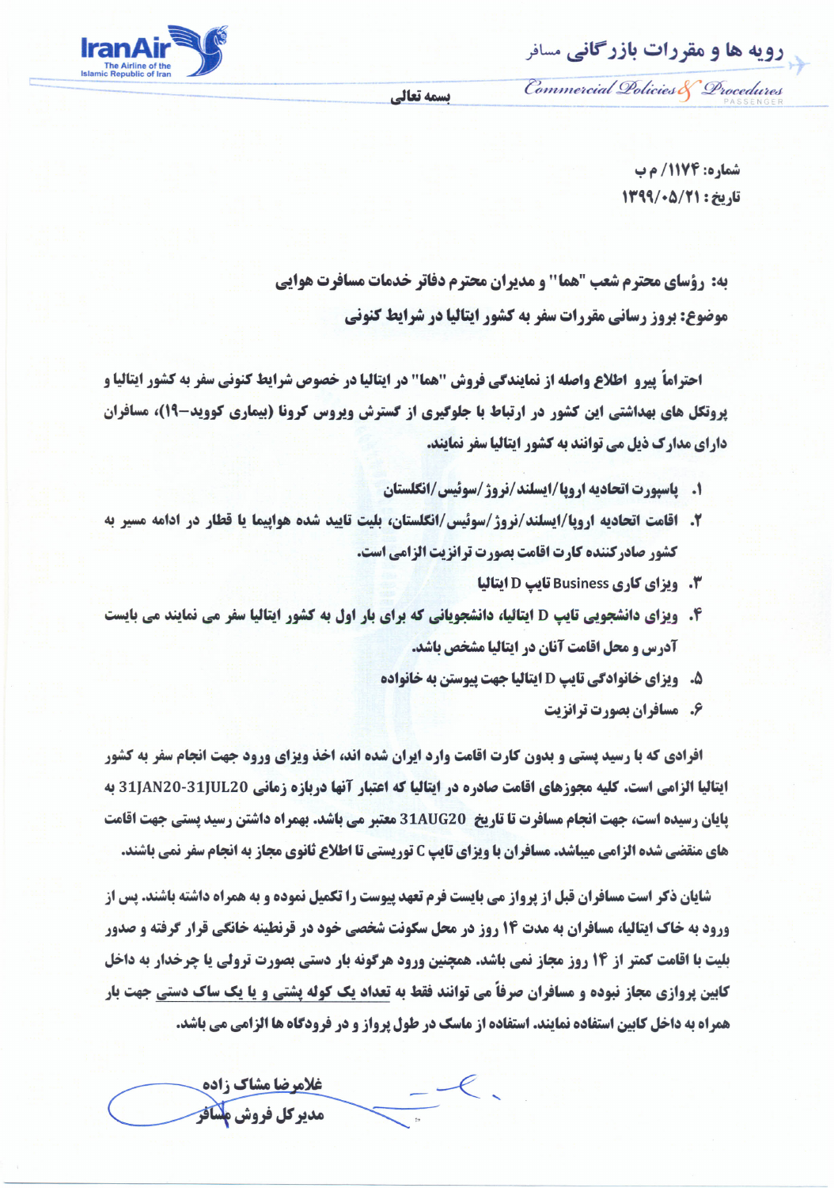رویه ها و مقررات بازرگانی مسافر

Commercial Policies & Procedures PASSENGER

IranAir The Airline of the Islamic Republic of Iran

بسمه تعالی

شماره: ۱۱۷۴/ م ب

تاریخ: ۱۳۹۹/۰۵/۲۱

**به: رؤسای محترم شعب "هما" و مدیران محترم دفاتر خدمات مسافرت هوایی**

**موضوع: بروز رسانی مقررات سفر به کشور ایتالیا در شرایط کنونی**

احتراماً پیرو اطلاع واصله از نمایندگی فروش "هما" در ایتالیا در خصوص شرایط کنونی سفر به کشور ایتالیا و پروتکل های بهداشتی این کشور در ارتباط با جلوگیری از گسترش ویروس کرونا (بیماری کووید-۱۹)، مسافران دارای مدارک ذیل می توانند به کشور ایتالیا سفر نمایند.

۱. پاسپورت اتحادیه اروپا/ایسلند/نروژ/سوئیس/انگلستان
۲. اقامت اتحادیه اروپا/ایسلند/نروژ/سوئیس/انگلستان، بلیت تایید شده هواپیما یا قطار در ادامه مسیر به کشور صادرکننده کارت اقامت بصورت ترانزیت الزامی است.
۳. ویزای کاری Business تایپ D ایتالیا
۴. ویزای دانشجویی تایپ D ایتالیا، دانشجویانی که برای بار اول به کشور ایتالیا سفر می نمایند می بایست آدرس و محل اقامت آنان در ایتالیا مشخص باشد.
۵. ویزای خانوادگی تایپ D ایتالیا جهت پیوستن به خانواده
۶. مسافران بصورت ترانزیت

افرادی که با رسید پستی و بدون کارت اقامت وارد ایران شده اند، اخذ ویزای ورود جهت انجام سفر به کشور ایتالیا الزامی است. کلیه مجوزهای اقامت صادره در ایتالیا که اعتبار آنها دربازه زمانی 31JAN20-31JUL20 به پایان رسیده است، جهت انجام مسافرت تا تاریخ 31AUG20 معتبر می باشد. بهمراه داشتن رسید پستی جهت اقامت های منقضی شده الزامی میباشد. مسافران با ویزای تایپ C توریستی تا اطلاع ثانوی مجاز به انجام سفر نمی باشند.

شایان ذکر است مسافران قبل از پرواز می بایست فرم تعهد پیوست را تکمیل نموده و به همراه داشته باشند. پس از ورود به خاک ایتالیا، مسافران به مدت ۱۴ روز در محل سکونت شخصی خود در قرنطینه خانگی قرار گرفته و صدور بلیت با اقامت کمتر از ۱۴ روز مجاز نمی باشد. همچنین ورود هرگونه بار دستی بصورت ترولی یا چرخدار به داخل کابین پروازی مجاز نبوده و مسافران صرفاً می توانند فقط به تعداد یک کوله پشتی و یا یک ساک دستی جهت بار همراه به داخل کابین استفاده نمایند. استفاده از ماسک در طول پرواز و در فرودگاه ها الزامی می باشد.

غلامرضا مشاک زاده

مدیرکل فروش مسافر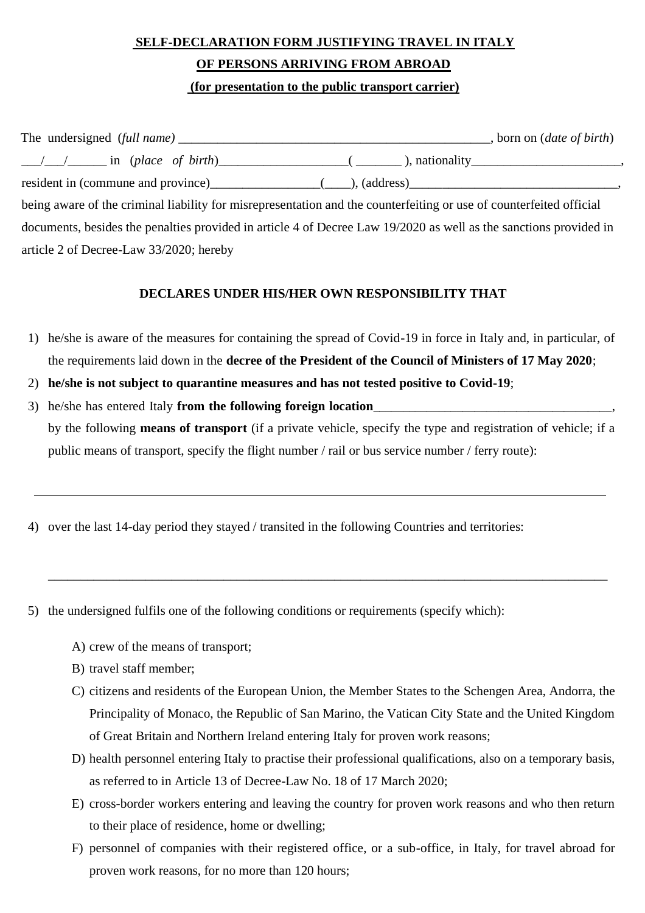**SELF-DECLARATION FORM JUSTIFYING TRAVEL IN ITALY**

**OF PERSONS ARRIVING FROM ABROAD**

**(for presentation to the public transport carrier)**

The undersigned *(full name)* _________________________________________________, born on (*date of birth*) ___/___/______ in (*place of birth*)____________________( _______ ), nationality_______________________, resident in (commune and province)_________________(____), (address)________________________________, being aware of the criminal liability for misrepresentation and the counterfeiting or use of counterfeited official documents, besides the penalties provided in article 4 of Decree Law 19/2020 as well as the sanctions provided in article 2 of Decree-Law 33/2020; hereby

**DECLARES UNDER HIS/HER OWN RESPONSIBILITY THAT**

1) he/she is aware of the measures for containing the spread of Covid-19 in force in Italy and, in particular, of the requirements laid down in the **decree of the President of the Council of Ministers of 17 May 2020**;
2) **he/she is not subject to quarantine measures and has not tested positive to Covid-19**;
3) he/she has entered Italy **from the following foreign location**_____________________________________, by the following **means of transport** (if a private vehicle, specify the type and registration of vehicle; if a public means of transport, specify the flight number / rail or bus service number / ferry route):

_____________________________________________________________________________________

4) over the last 14-day period they stayed / transited in the following Countries and territories:

_____________________________________________________________________________________

5) the undersigned fulfils one of the following conditions or requirements (specify which):

   A) crew of the means of transport;
   B) travel staff member;
   C) citizens and residents of the European Union, the Member States to the Schengen Area, Andorra, the Principality of Monaco, the Republic of San Marino, the Vatican City State and the United Kingdom of Great Britain and Northern Ireland entering Italy for proven work reasons;
   D) health personnel entering Italy to practise their professional qualifications, also on a temporary basis, as referred to in Article 13 of Decree-Law No. 18 of 17 March 2020;
   E) cross-border workers entering and leaving the country for proven work reasons and who then return to their place of residence, home or dwelling;
   F) personnel of companies with their registered office, or a sub-office, in Italy, for travel abroad for proven work reasons, for no more than 120 hours;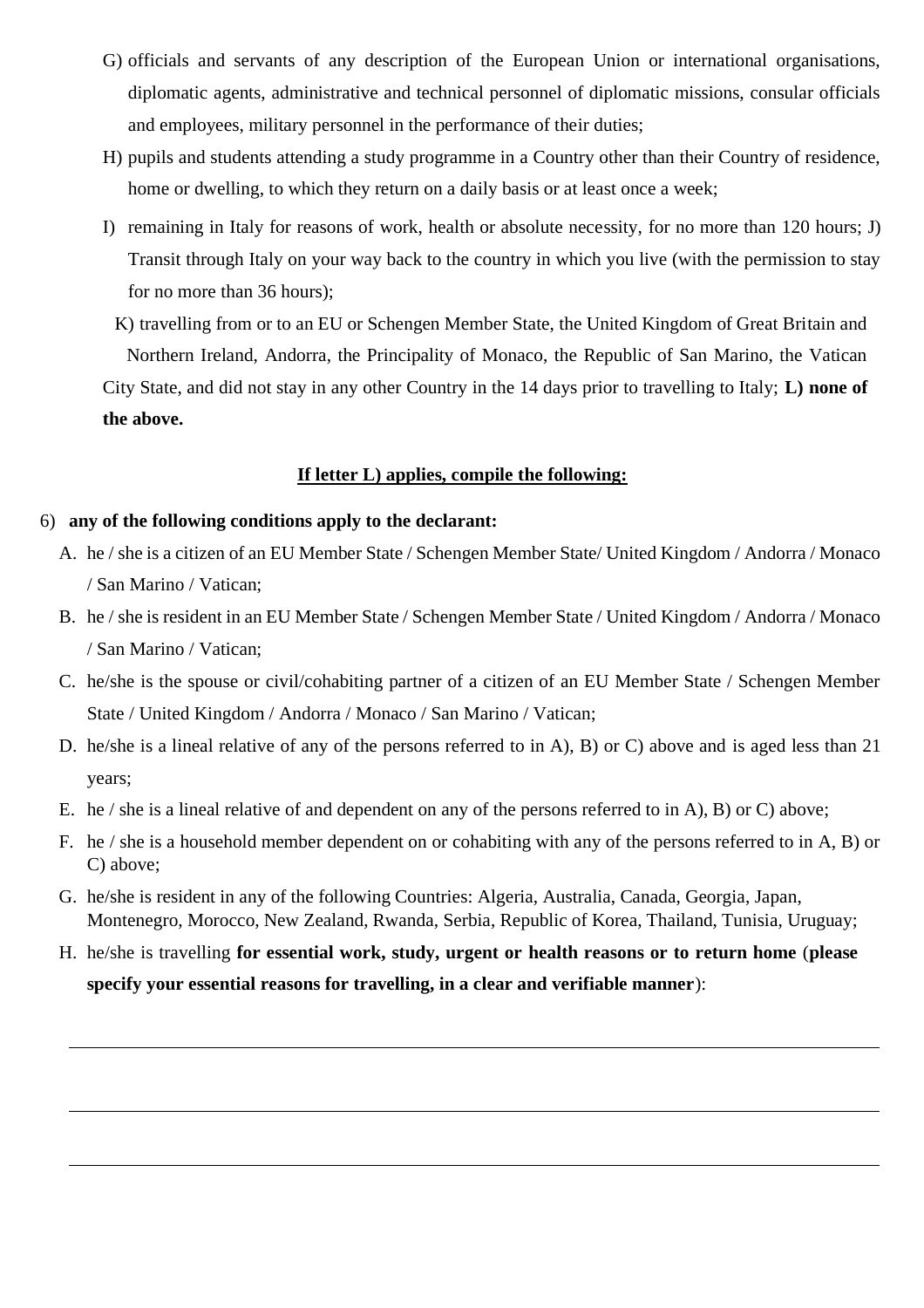G) officials and servants of any description of the European Union or international organisations, diplomatic agents, administrative and technical personnel of diplomatic missions, consular officials and employees, military personnel in the performance of their duties;

H) pupils and students attending a study programme in a Country other than their Country of residence, home or dwelling, to which they return on a daily basis or at least once a week;

I) remaining in Italy for reasons of work, health or absolute necessity, for no more than 120 hours; J) Transit through Italy on your way back to the country in which you live (with the permission to stay for no more than 36 hours);

K) travelling from or to an EU or Schengen Member State, the United Kingdom of Great Britain and Northern Ireland, Andorra, the Principality of Monaco, the Republic of San Marino, the Vatican City State, and did not stay in any other Country in the 14 days prior to travelling to Italy; **L) none of the above.**

**<u>If letter L) applies, compile the following:</u>**

6) **any of the following conditions apply to the declarant:**

A. he / she is a citizen of an EU Member State / Schengen Member State/ United Kingdom / Andorra / Monaco / San Marino / Vatican;

B. he / she is resident in an EU Member State / Schengen Member State / United Kingdom / Andorra / Monaco / San Marino / Vatican;

C. he/she is the spouse or civil/cohabiting partner of a citizen of an EU Member State / Schengen Member State / United Kingdom / Andorra / Monaco / San Marino / Vatican;

D. he/she is a lineal relative of any of the persons referred to in A), B) or C) above and is aged less than 21 years;

E. he / she is a lineal relative of and dependent on any of the persons referred to in A), B) or C) above;

F. he / she is a household member dependent on or cohabiting with any of the persons referred to in A, B) or C) above;

G. he/she is resident in any of the following Countries: Algeria, Australia, Canada, Georgia, Japan, Montenegro, Morocco, New Zealand, Rwanda, Serbia, Republic of Korea, Thailand, Tunisia, Uruguay;

H. he/she is travelling **for essential work, study, urgent or health reasons or to return home** (**please specify your essential reasons for travelling, in a clear and verifiable manner**):

\_\_\_\_\_\_\_\_\_\_\_\_\_\_\_\_\_\_\_\_\_\_\_\_\_\_\_\_\_\_\_\_\_\_\_\_\_\_\_\_\_\_\_\_\_\_\_\_\_\_\_\_\_\_\_\_\_\_\_\_\_\_\_\_\_\_\_\_\_\_\_\_\_\_\_\_\_\_

\_\_\_\_\_\_\_\_\_\_\_\_\_\_\_\_\_\_\_\_\_\_\_\_\_\_\_\_\_\_\_\_\_\_\_\_\_\_\_\_\_\_\_\_\_\_\_\_\_\_\_\_\_\_\_\_\_\_\_\_\_\_\_\_\_\_\_\_\_\_\_\_\_\_\_\_\_\_

\_\_\_\_\_\_\_\_\_\_\_\_\_\_\_\_\_\_\_\_\_\_\_\_\_\_\_\_\_\_\_\_\_\_\_\_\_\_\_\_\_\_\_\_\_\_\_\_\_\_\_\_\_\_\_\_\_\_\_\_\_\_\_\_\_\_\_\_\_\_\_\_\_\_\_\_\_\_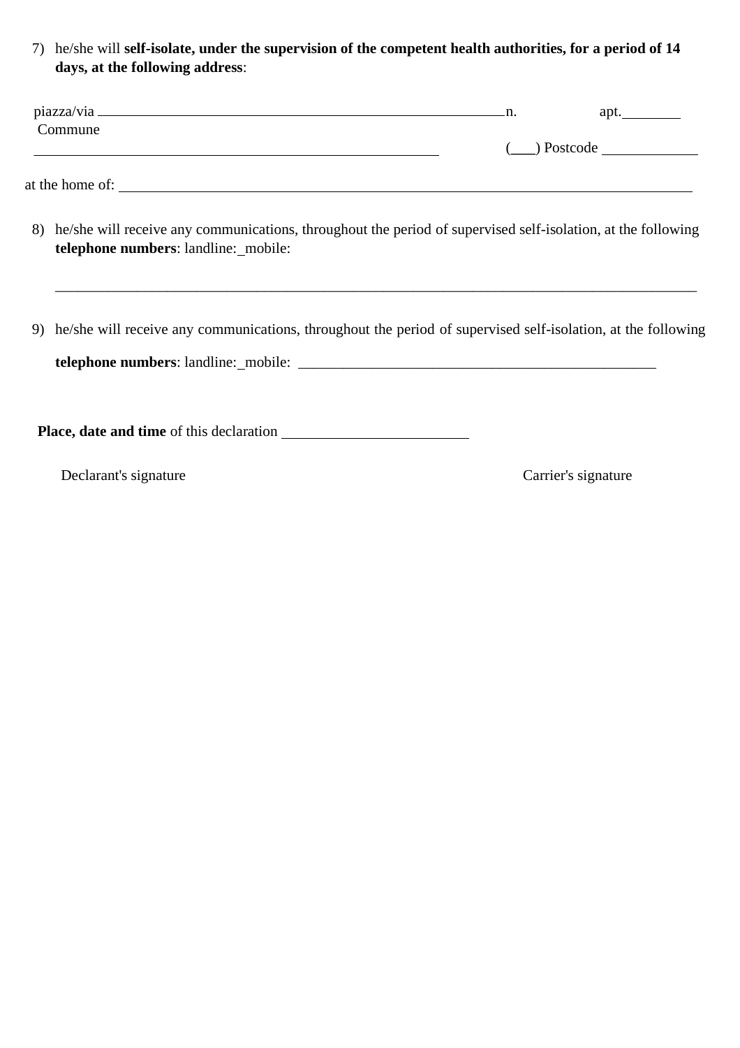7) he/she will **self-isolate, under the supervision of the competent health authorities, for a period of 14 days, at the following address**:

piazza/via ______________________________________________ n. __________ apt. ________

Commune ______________________________________________ (___) Postcode ____________

at the home of: ______________________________________________________________________

8) he/she will receive any communications, throughout the period of supervised self-isolation, at the following **telephone numbers**: landline:_mobile:

_____________________________________________________________________________________

9) he/she will receive any communications, throughout the period of supervised self-isolation, at the following

**telephone numbers**: landline:_mobile: _________________________________________________

**Place, date and time** of this declaration ________________________

Declarant's signature

Carrier's signature